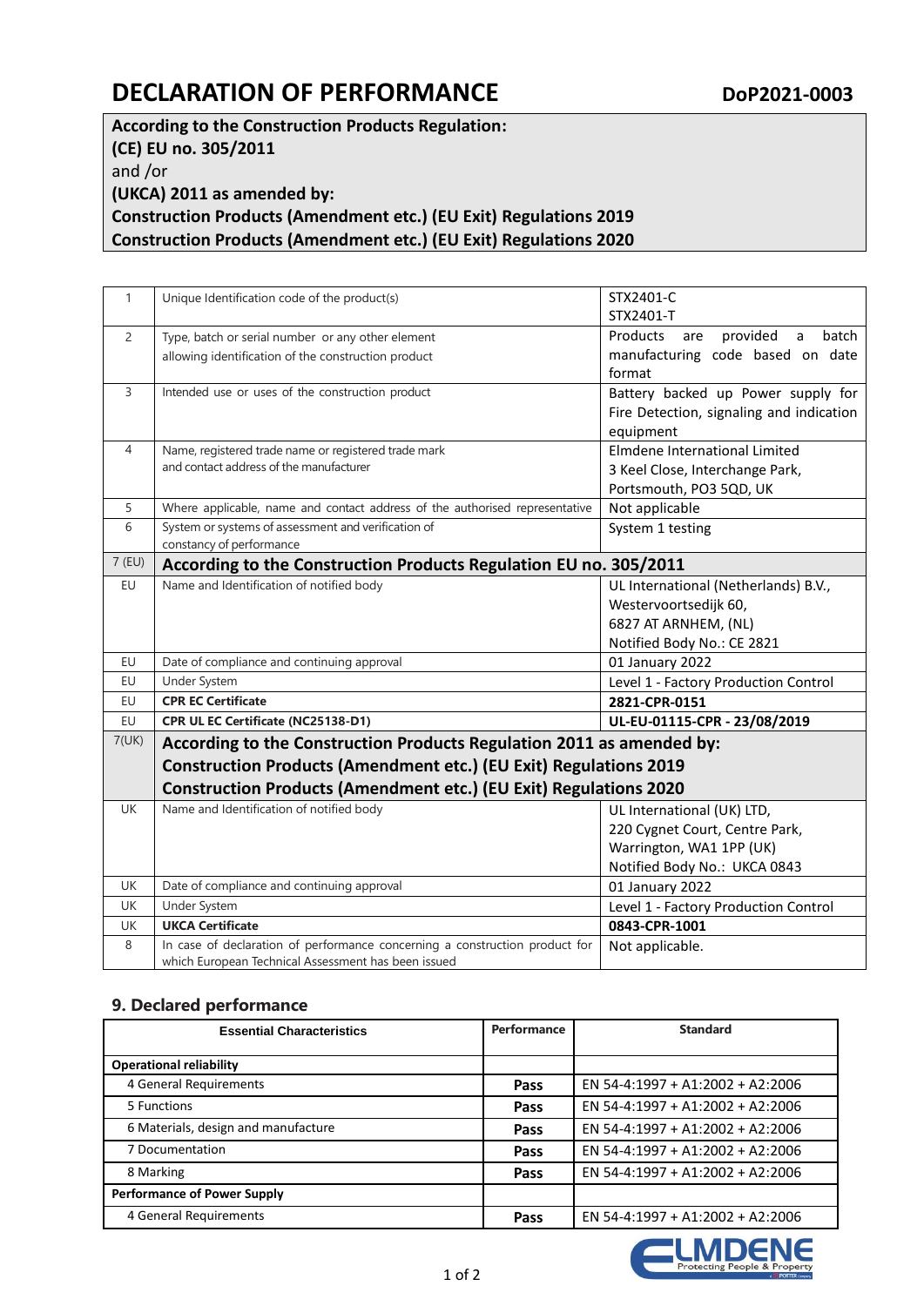# DECLARATION OF PERFORMANCE

**DoP2021-0003**

**According to the Construction Products Regulation:**
**(CE) EU no. 305/2011**
and /or
**(UKCA) 2011 as amended by:**
**Construction Products (Amendment etc.) (EU Exit) Regulations 2019**
**Construction Products (Amendment etc.) (EU Exit) Regulations 2020**

| | | |
|---|---|---|
| 1 | Unique Identification code of the product(s) | STX2401-C<br>STX2401-T |
| 2 | Type, batch or serial number or any other element allowing identification of the construction product | Products are provided a batch manufacturing code based on date format |
| 3 | Intended use or uses of the construction product | Battery backed up Power supply for Fire Detection, signaling and indication equipment |
| 4 | Name, registered trade name or registered trade mark and contact address of the manufacturer | Elmdene International Limited<br>3 Keel Close, Interchange Park,<br>Portsmouth, PO3 5QD, UK |
| 5 | Where applicable, name and contact address of the authorised representative | Not applicable |
| 6 | System or systems of assessment and verification of constancy of performance | System 1 testing |
| 7 (EU) | **According to the Construction Products Regulation EU no. 305/2011** | |
| EU | Name and Identification of notified body | UL International (Netherlands) B.V.,<br>Westervoortsedijk 60,<br>6827 AT ARNHEM, (NL)<br>Notified Body No.: CE 2821 |
| EU | Date of compliance and continuing approval | 01 January 2022 |
| EU | Under System | Level 1 - Factory Production Control |
| EU | **CPR EC Certificate** | **2821-CPR-0151** |
| EU | **CPR UL EC Certificate (NC25138-D1)** | **UL-EU-01115-CPR - 23/08/2019** |
| 7(UK) | **According to the Construction Products Regulation 2011 as amended by:<br>Construction Products (Amendment etc.) (EU Exit) Regulations 2019<br>Construction Products (Amendment etc.) (EU Exit) Regulations 2020** | |
| UK | Name and Identification of notified body | UL International (UK) LTD,<br>220 Cygnet Court, Centre Park,<br>Warrington, WA1 1PP (UK)<br>Notified Body No.: UKCA 0843 |
| UK | Date of compliance and continuing approval | 01 January 2022 |
| UK | Under System | Level 1 - Factory Production Control |
| UK | **UKCA Certificate** | **0843-CPR-1001** |
| 8 | In case of declaration of performance concerning a construction product for which European Technical Assessment has been issued | Not applicable. |

## 9. Declared performance

| Essential Characteristics | Performance | Standard |
|---|---|---|
| **Operational reliability** | | |
| 4 General Requirements | **Pass** | EN 54-4:1997 + A1:2002 + A2:2006 |
| 5 Functions | **Pass** | EN 54-4:1997 + A1:2002 + A2:2006 |
| 6 Materials, design and manufacture | **Pass** | EN 54-4:1997 + A1:2002 + A2:2006 |
| 7 Documentation | **Pass** | EN 54-4:1997 + A1:2002 + A2:2006 |
| 8 Marking | **Pass** | EN 54-4:1997 + A1:2002 + A2:2006 |
| **Performance of Power Supply** | | |
| 4 General Requirements | **Pass** | EN 54-4:1997 + A1:2002 + A2:2006 |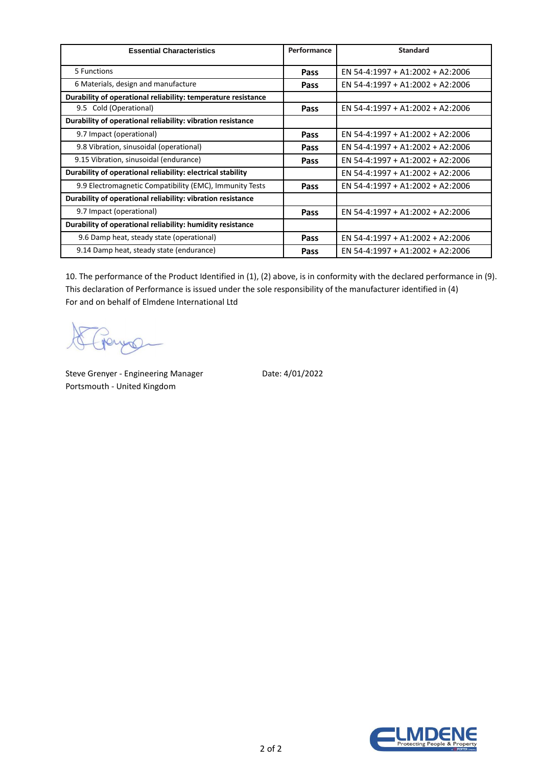| Essential Characteristics | Performance | Standard |
|---|---|---|
| 5 Functions | **Pass** | EN 54-4:1997 + A1:2002 + A2:2006 |
| 6 Materials, design and manufacture | **Pass** | EN 54-4:1997 + A1:2002 + A2:2006 |
| **Durability of operational reliability: temperature resistance** | | |
| 9.5 Cold (Operational) | **Pass** | EN 54-4:1997 + A1:2002 + A2:2006 |
| **Durability of operational reliability: vibration resistance** | | |
| 9.7 Impact (operational) | **Pass** | EN 54-4:1997 + A1:2002 + A2:2006 |
| 9.8 Vibration, sinusoidal (operational) | **Pass** | EN 54-4:1997 + A1:2002 + A2:2006 |
| 9.15 Vibration, sinusoidal (endurance) | **Pass** | EN 54-4:1997 + A1:2002 + A2:2006 |
| **Durability of operational reliability: electrical stability** | | EN 54-4:1997 + A1:2002 + A2:2006 |
| 9.9 Electromagnetic Compatibility (EMC), Immunity Tests | **Pass** | EN 54-4:1997 + A1:2002 + A2:2006 |
| **Durability of operational reliability: vibration resistance** | | |
| 9.7 Impact (operational) | **Pass** | EN 54-4:1997 + A1:2002 + A2:2006 |
| **Durability of operational reliability: humidity resistance** | | |
| 9.6 Damp heat, steady state (operational) | **Pass** | EN 54-4:1997 + A1:2002 + A2:2006 |
| 9.14 Damp heat, steady state (endurance) | **Pass** | EN 54-4:1997 + A1:2002 + A2:2006 |

10. The performance of the Product Identified in (1), (2) above, is in conformity with the declared performance in (9).
This declaration of Performance is issued under the sole responsibility of the manufacturer identified in (4)
For and on behalf of Elmdene International Ltd

Steve Grenyer - Engineering Manager
Portsmouth - United Kingdom

Date: 4/01/2022